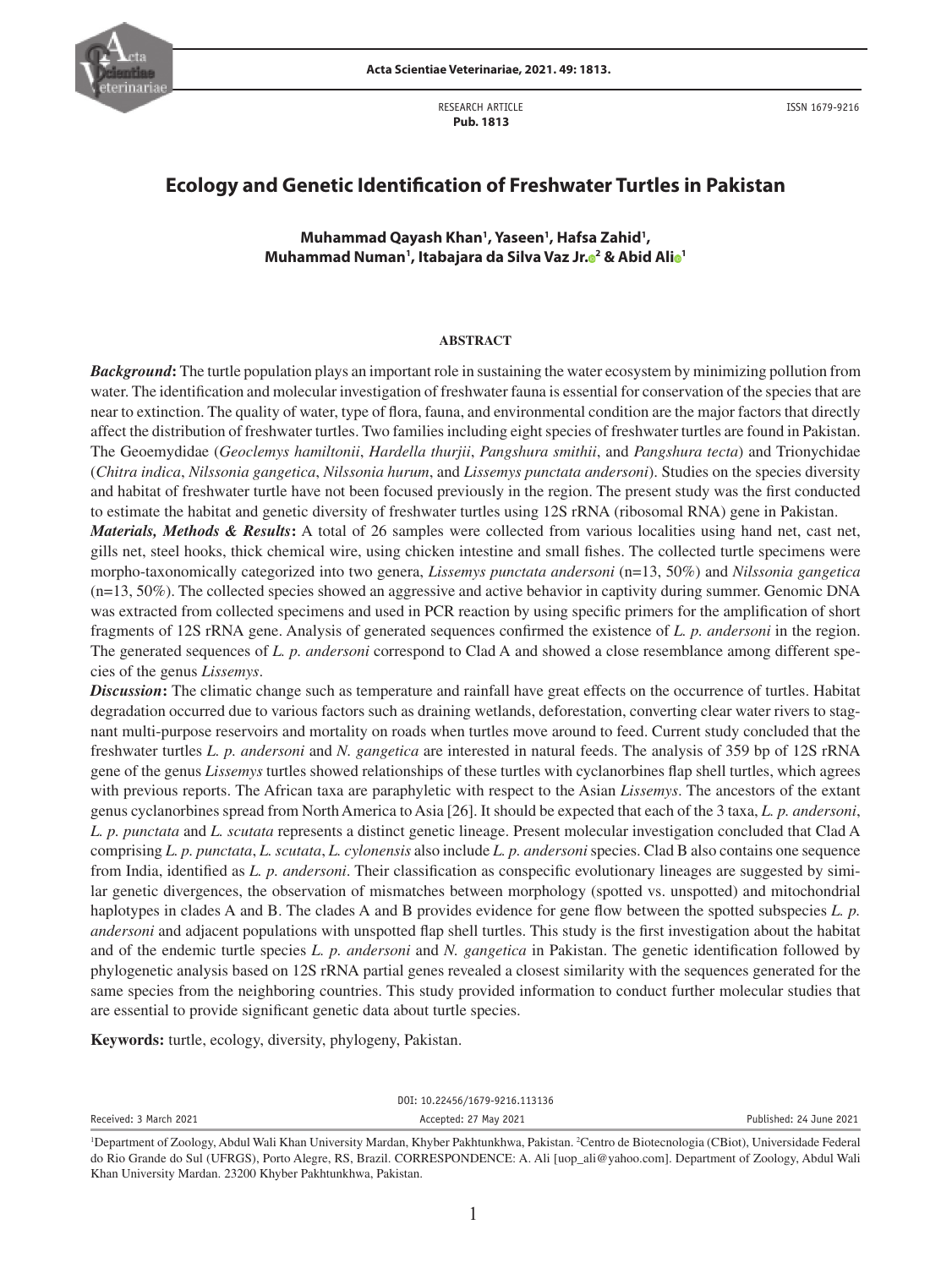RESEARCH ARTICLE
**Pub. 1813**

ISSN 1679-9216

# Ecology and Genetic Identification of Freshwater Turtles in Pakistan

**Muhammad Qayash Khan[1], Yaseen[1], Hafsa Zahid[1], Muhammad Numan[1], Itabajara da Silva Vaz Jr.[2] & Abid Ali[1]**

## ABSTRACT

***Background*:** The turtle population plays an important role in sustaining the water ecosystem by minimizing pollution from water. The identification and molecular investigation of freshwater fauna is essential for conservation of the species that are near to extinction. The quality of water, type of flora, fauna, and environmental condition are the major factors that directly affect the distribution of freshwater turtles. Two families including eight species of freshwater turtles are found in Pakistan. The Geoemydidae (*Geoclemys hamiltonii*, *Hardella thurjii*, *Pangshura smithii*, and *Pangshura tecta*) and Trionychidae (*Chitra indica*, *Nilssonia gangetica*, *Nilssonia hurum*, and *Lissemys punctata andersoni*). Studies on the species diversity and habitat of freshwater turtle have not been focused previously in the region. The present study was the first conducted to estimate the habitat and genetic diversity of freshwater turtles using 12S rRNA (ribosomal RNA) gene in Pakistan.

***Materials, Methods & Results*:** A total of 26 samples were collected from various localities using hand net, cast net, gills net, steel hooks, thick chemical wire, using chicken intestine and small fishes. The collected turtle specimens were morpho-taxonomically categorized into two genera, *Lissemys punctata andersoni* (n=13, 50%) and *Nilssonia gangetica* (n=13, 50%). The collected species showed an aggressive and active behavior in captivity during summer. Genomic DNA was extracted from collected specimens and used in PCR reaction by using specific primers for the amplification of short fragments of 12S rRNA gene. Analysis of generated sequences confirmed the existence of *L. p. andersoni* in the region. The generated sequences of *L. p. andersoni* correspond to Clad A and showed a close resemblance among different species of the genus *Lissemys*.

***Discussion*:** The climatic change such as temperature and rainfall have great effects on the occurrence of turtles. Habitat degradation occurred due to various factors such as draining wetlands, deforestation, converting clear water rivers to stagnant multi-purpose reservoirs and mortality on roads when turtles move around to feed. Current study concluded that the freshwater turtles *L. p. andersoni* and *N. gangetica* are interested in natural feeds. The analysis of 359 bp of 12S rRNA gene of the genus *Lissemys* turtles showed relationships of these turtles with cyclanorbines flap shell turtles, which agrees with previous reports. The African taxa are paraphyletic with respect to the Asian *Lissemys*. The ancestors of the extant genus cyclanorbines spread from North America to Asia [26]. It should be expected that each of the 3 taxa, *L. p. andersoni*, *L. p. punctata* and *L. scutata* represents a distinct genetic lineage. Present molecular investigation concluded that Clad A comprising *L. p. punctata*, *L. scutata*, *L. cylonensis* also include *L. p. andersoni* species. Clad B also contains one sequence from India, identified as *L. p. andersoni*. Their classification as conspecific evolutionary lineages are suggested by similar genetic divergences, the observation of mismatches between morphology (spotted vs. unspotted) and mitochondrial haplotypes in clades A and B. The clades A and B provides evidence for gene flow between the spotted subspecies *L. p. andersoni* and adjacent populations with unspotted flap shell turtles. This study is the first investigation about the habitat and of the endemic turtle species *L. p. andersoni* and *N. gangetica* in Pakistan. The genetic identification followed by phylogenetic analysis based on 12S rRNA partial genes revealed a closest similarity with the sequences generated for the same species from the neighboring countries. This study provided information to conduct further molecular studies that are essential to provide significant genetic data about turtle species.

**Keywords:** turtle, ecology, diversity, phylogeny, Pakistan.

DOI: 10.22456/1679-9216.113136

Received: 3 March 2021 | Accepted: 27 May 2021 | Published: 24 June 2021

[1]Department of Zoology, Abdul Wali Khan University Mardan, Khyber Pakhtunkhwa, Pakistan. [2]Centro de Biotecnologia (CBiot), Universidade Federal do Rio Grande do Sul (UFRGS), Porto Alegre, RS, Brazil. CORRESPONDENCE: A. Ali [uop_ali@yahoo.com]. Department of Zoology, Abdul Wali Khan University Mardan. 23200 Khyber Pakhtunkhwa, Pakistan.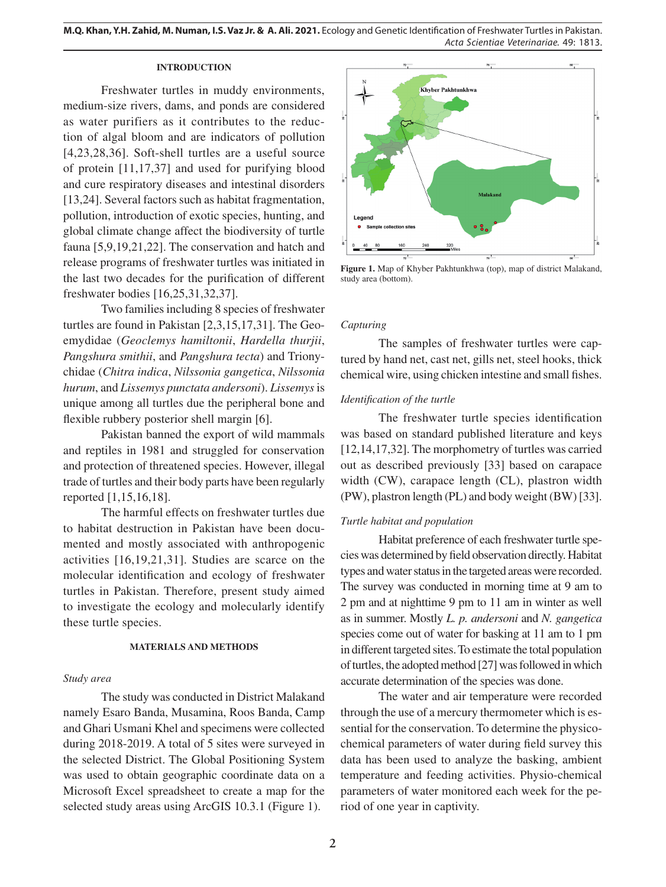## INTRODUCTION

Freshwater turtles in muddy environments, medium-size rivers, dams, and ponds are considered as water purifiers as it contributes to the reduction of algal bloom and are indicators of pollution [4,23,28,36]. Soft-shell turtles are a useful source of protein [11,17,37] and used for purifying blood and cure respiratory diseases and intestinal disorders [13,24]. Several factors such as habitat fragmentation, pollution, introduction of exotic species, hunting, and global climate change affect the biodiversity of turtle fauna [5,9,19,21,22]. The conservation and hatch and release programs of freshwater turtles was initiated in the last two decades for the purification of different freshwater bodies [16,25,31,32,37].

Two families including 8 species of freshwater turtles are found in Pakistan [2,3,15,17,31]. The Geoemydidae (*Geoclemys hamiltonii*, *Hardella thurjii*, *Pangshura smithii*, and *Pangshura tecta*) and Trionychidae (*Chitra indica*, *Nilssonia gangetica*, *Nilssonia hurum*, and *Lissemys punctata andersoni*). *Lissemys* is unique among all turtles due the peripheral bone and flexible rubbery posterior shell margin [6].

Pakistan banned the export of wild mammals and reptiles in 1981 and struggled for conservation and protection of threatened species. However, illegal trade of turtles and their body parts have been regularly reported [1,15,16,18].

The harmful effects on freshwater turtles due to habitat destruction in Pakistan have been documented and mostly associated with anthropogenic activities [16,19,21,31]. Studies are scarce on the molecular identification and ecology of freshwater turtles in Pakistan. Therefore, present study aimed to investigate the ecology and molecularly identify these turtle species.

## MATERIALS AND METHODS

### *Study area*

The study was conducted in District Malakand namely Esaro Banda, Musamina, Roos Banda, Camp and Ghari Usmani Khel and specimens were collected during 2018-2019. A total of 5 sites were surveyed in the selected District. The Global Positioning System was used to obtain geographic coordinate data on a Microsoft Excel spreadsheet to create a map for the selected study areas using ArcGIS 10.3.1 (Figure 1).

**Figure 1.** Map of Khyber Pakhtunkhwa (top), map of district Malakand, study area (bottom).

### *Capturing*

The samples of freshwater turtles were captured by hand net, cast net, gills net, steel hooks, thick chemical wire, using chicken intestine and small fishes.

### *Identification of the turtle*

The freshwater turtle species identification was based on standard published literature and keys [12,14,17,32]. The morphometry of turtles was carried out as described previously [33] based on carapace width (CW), carapace length (CL), plastron width (PW), plastron length (PL) and body weight (BW) [33].

### *Turtle habitat and population*

Habitat preference of each freshwater turtle species was determined by field observation directly. Habitat types and water status in the targeted areas were recorded. The survey was conducted in morning time at 9 am to 2 pm and at nighttime 9 pm to 11 am in winter as well as in summer. Mostly *L. p. andersoni* and *N. gangetica* species come out of water for basking at 11 am to 1 pm in different targeted sites. To estimate the total population of turtles, the adopted method [27] was followed in which accurate determination of the species was done.

The water and air temperature were recorded through the use of a mercury thermometer which is essential for the conservation. To determine the physicochemical parameters of water during field survey this data has been used to analyze the basking, ambient temperature and feeding activities. Physio-chemical parameters of water monitored each week for the period of one year in captivity.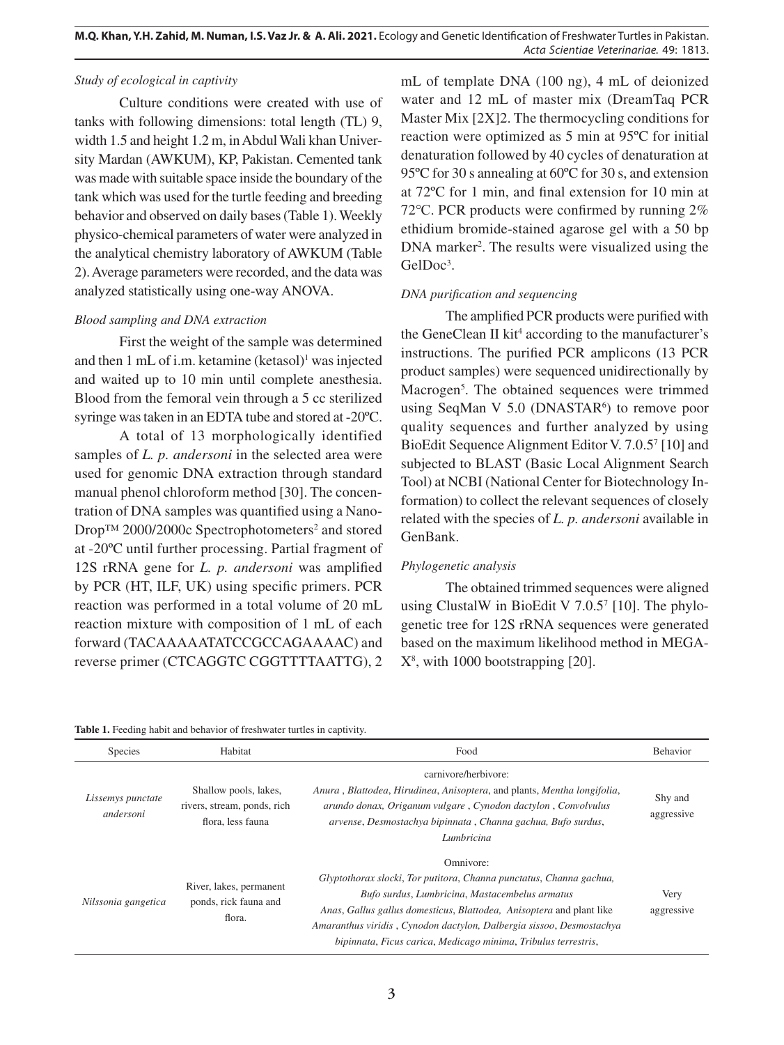### *Study of ecological in captivity*

Culture conditions were created with use of tanks with following dimensions: total length (TL) 9, width 1.5 and height 1.2 m, in Abdul Wali khan University Mardan (AWKUM), KP, Pakistan. Cemented tank was made with suitable space inside the boundary of the tank which was used for the turtle feeding and breeding behavior and observed on daily bases (Table 1). Weekly physico-chemical parameters of water were analyzed in the analytical chemistry laboratory of AWKUM (Table 2). Average parameters were recorded, and the data was analyzed statistically using one-way ANOVA.

### *Blood sampling and DNA extraction*

First the weight of the sample was determined and then 1 mL of i.m. ketamine (ketasol)[1] was injected and waited up to 10 min until complete anesthesia. Blood from the femoral vein through a 5 cc sterilized syringe was taken in an EDTA tube and stored at -20ºC.

A total of 13 morphologically identified samples of *L. p. andersoni* in the selected area were used for genomic DNA extraction through standard manual phenol chloroform method [30]. The concentration of DNA samples was quantified using a NanoDrop™ 2000/2000c Spectrophotometers[2] and stored at -20ºC until further processing. Partial fragment of 12S rRNA gene for *L. p. andersoni* was amplified by PCR (HT, ILF, UK) using specific primers. PCR reaction was performed in a total volume of 20 mL reaction mixture with composition of 1 mL of each forward (TACAAAAATATCCGCCAGAAAAC) and reverse primer (CTCAGGTC CGGTTTTAATTG), 2 mL of template DNA (100 ng), 4 mL of deionized water and 12 mL of master mix (DreamTaq PCR Master Mix [2X]2. The thermocycling conditions for reaction were optimized as 5 min at 95ºC for initial denaturation followed by 40 cycles of denaturation at 95ºC for 30 s annealing at 60ºC for 30 s, and extension at 72ºC for 1 min, and final extension for 10 min at 72°C. PCR products were confirmed by running 2% ethidium bromide-stained agarose gel with a 50 bp DNA marker[2]. The results were visualized using the GelDoc[3].

### *DNA purification and sequencing*

The amplified PCR products were purified with the GeneClean II kit[4] according to the manufacturer's instructions. The purified PCR amplicons (13 PCR product samples) were sequenced unidirectionally by Macrogen[5]. The obtained sequences were trimmed using SeqMan V 5.0 (DNASTAR[6]) to remove poor quality sequences and further analyzed by using BioEdit Sequence Alignment Editor V. 7.0.5[7] [10] and subjected to BLAST (Basic Local Alignment Search Tool) at NCBI (National Center for Biotechnology Information) to collect the relevant sequences of closely related with the species of *L. p. andersoni* available in GenBank.

### *Phylogenetic analysis*

The obtained trimmed sequences were aligned using ClustalW in BioEdit V 7.0.5[7] [10]. The phylogenetic tree for 12S rRNA sequences were generated based on the maximum likelihood method in MEGA-X[8], with 1000 bootstrapping [20].

**Table 1.** Feeding habit and behavior of freshwater turtles in captivity.

| Species | Habitat | Food | Behavior |
|---|---|---|---|
| *Lissemys punctate andersoni* | Shallow pools, lakes, rivers, stream, ponds, rich flora, less fauna | carnivore/herbivore: *Anura* , *Blattodea*, *Hirudinea*, *Anisoptera*, and plants, *Mentha longifolia*, *arundo donax, Origanum vulgare* , *Cynodon dactylon* , *Convolvulus arvense*, *Desmostachya bipinnata* , *Channa gachua, Bufo surdus*, *Lumbricina* | Shy and aggressive |
| *Nilssonia gangetica* | River, lakes, permanent ponds, rick fauna and flora. | Omnivore: *Glyptothorax slocki*, *Tor putitora*, *Channa punctatus*, *Channa gachua, Bufo surdus*, *Lumbricina*, *Mastacembelus armatus* *Anas*, *Gallus gallus domesticus*, *Blattodea, Anisoptera* and plant like *Amaranthus viridis* , *Cynodon dactylon, Dalbergia sissoo*, *Desmostachya bipinnata*, *Ficus carica*, *Medicago minima*, *Tribulus terrestris*, | Very aggressive |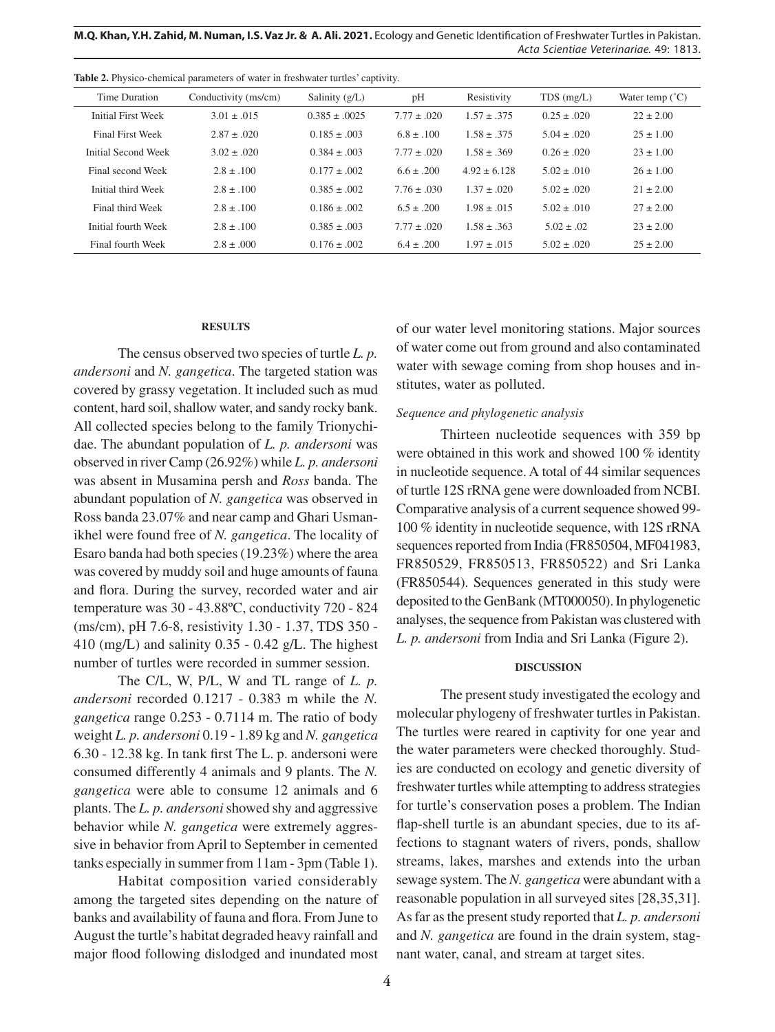**Table 2.** Physico-chemical parameters of water in freshwater turtles' captivity.

| Time Duration | Conductivity (ms/cm) | Salinity (g/L) | pH | Resistivity | TDS (mg/L) | Water temp (˚C) |
|---|---|---|---|---|---|---|
| Initial First Week | 3.01 ± .015 | 0.385 ± .0025 | 7.77 ± .020 | 1.57 ± .375 | 0.25 ± .020 | 22 ± 2.00 |
| Final First Week | 2.87 ± .020 | 0.185 ± .003 | 6.8 ± .100 | 1.58 ± .375 | 5.04 ± .020 | 25 ± 1.00 |
| Initial Second Week | 3.02 ± .020 | 0.384 ± .003 | 7.77 ± .020 | 1.58 ± .369 | 0.26 ± .020 | 23 ± 1.00 |
| Final second Week | 2.8 ± .100 | 0.177 ± .002 | 6.6 ± .200 | 4.92 ± 6.128 | 5.02 ± .010 | 26 ± 1.00 |
| Initial third Week | 2.8 ± .100 | 0.385 ± .002 | 7.76 ± .030 | 1.37 ± .020 | 5.02 ± .020 | 21 ± 2.00 |
| Final third Week | 2.8 ± .100 | 0.186 ± .002 | 6.5 ± .200 | 1.98 ± .015 | 5.02 ± .010 | 27 ± 2.00 |
| Initial fourth Week | 2.8 ± .100 | 0.385 ± .003 | 7.77 ± .020 | 1.58 ± .363 | 5.02 ± .02 | 23 ± 2.00 |
| Final fourth Week | 2.8 ± .000 | 0.176 ± .002 | 6.4 ± .200 | 1.97 ± .015 | 5.02 ± .020 | 25 ± 2.00 |

## RESULTS

The census observed two species of turtle *L. p. andersoni* and *N. gangetica*. The targeted station was covered by grassy vegetation. It included such as mud content, hard soil, shallow water, and sandy rocky bank. All collected species belong to the family Trionychidae. The abundant population of *L. p. andersoni* was observed in river Camp (26.92%) while *L. p. andersoni* was absent in Musamina persh and *Ross* banda. The abundant population of *N. gangetica* was observed in Ross banda 23.07% and near camp and Ghari Usmanikhel were found free of *N. gangetica*. The locality of Esaro banda had both species (19.23%) where the area was covered by muddy soil and huge amounts of fauna and flora. During the survey, recorded water and air temperature was 30 - 43.88ºC, conductivity 720 - 824 (ms/cm), pH 7.6-8, resistivity 1.30 - 1.37, TDS 350 - 410 (mg/L) and salinity 0.35 - 0.42 g/L. The highest number of turtles were recorded in summer session.

The C/L, W, P/L, W and TL range of *L. p. andersoni* recorded 0.1217 - 0.383 m while the *N. gangetica* range 0.253 - 0.7114 m. The ratio of body weight *L. p. andersoni* 0.19 - 1.89 kg and *N. gangetica* 6.30 - 12.38 kg. In tank first The L. p. andersoni were consumed differently 4 animals and 9 plants. The *N. gangetica* were able to consume 12 animals and 6 plants. The *L. p. andersoni* showed shy and aggressive behavior while *N. gangetica* were extremely aggressive in behavior from April to September in cemented tanks especially in summer from 11am - 3pm (Table 1).

Habitat composition varied considerably among the targeted sites depending on the nature of banks and availability of fauna and flora. From June to August the turtle's habitat degraded heavy rainfall and major flood following dislodged and inundated most of our water level monitoring stations. Major sources of water come out from ground and also contaminated water with sewage coming from shop houses and institutes, water as polluted.

### *Sequence and phylogenetic analysis*

Thirteen nucleotide sequences with 359 bp were obtained in this work and showed 100 % identity in nucleotide sequence. A total of 44 similar sequences of turtle 12S rRNA gene were downloaded from NCBI. Comparative analysis of a current sequence showed 99-100 % identity in nucleotide sequence, with 12S rRNA sequences reported from India (FR850504, MF041983, FR850529, FR850513, FR850522) and Sri Lanka (FR850544). Sequences generated in this study were deposited to the GenBank (MT000050). In phylogenetic analyses, the sequence from Pakistan was clustered with *L. p. andersoni* from India and Sri Lanka (Figure 2).

## DISCUSSION

The present study investigated the ecology and molecular phylogeny of freshwater turtles in Pakistan. The turtles were reared in captivity for one year and the water parameters were checked thoroughly. Studies are conducted on ecology and genetic diversity of freshwater turtles while attempting to address strategies for turtle's conservation poses a problem. The Indian flap-shell turtle is an abundant species, due to its affections to stagnant waters of rivers, ponds, shallow streams, lakes, marshes and extends into the urban sewage system. The *N. gangetica* were abundant with a reasonable population in all surveyed sites [28,35,31]. As far as the present study reported that *L. p. andersoni* and *N. gangetica* are found in the drain system, stagnant water, canal, and stream at target sites.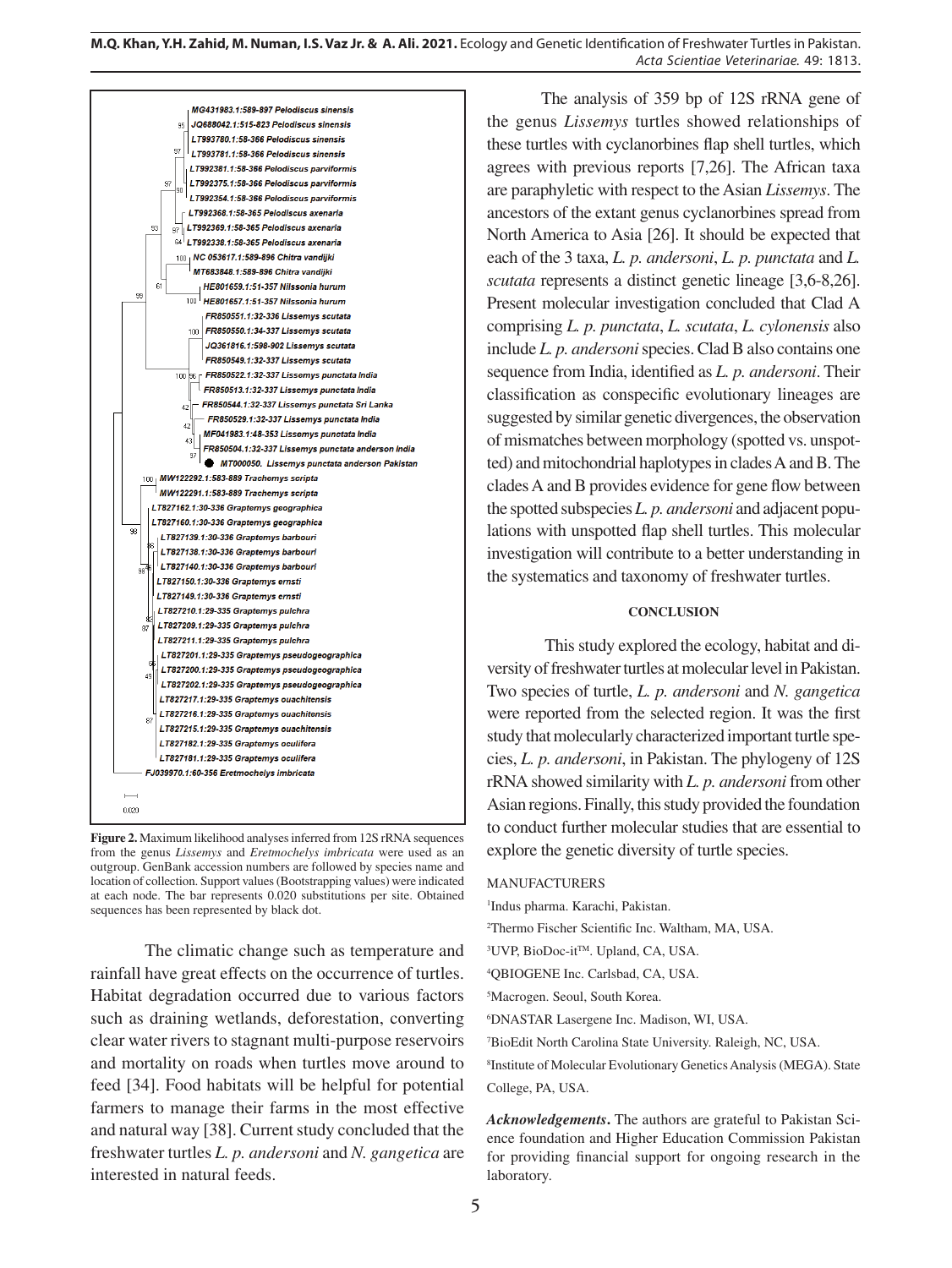**Figure 2.** Maximum likelihood analyses inferred from 12S rRNA sequences from the genus *Lissemys* and *Eretmochelys imbricata* were used as an outgroup. GenBank accession numbers are followed by species name and location of collection. Support values (Bootstrapping values) were indicated at each node. The bar represents 0.020 substitutions per site. Obtained sequences has been represented by black dot.

The climatic change such as temperature and rainfall have great effects on the occurrence of turtles. Habitat degradation occurred due to various factors such as draining wetlands, deforestation, converting clear water rivers to stagnant multi-purpose reservoirs and mortality on roads when turtles move around to feed [34]. Food habitats will be helpful for potential farmers to manage their farms in the most effective and natural way [38]. Current study concluded that the freshwater turtles *L. p. andersoni* and *N. gangetica* are interested in natural feeds.

The analysis of 359 bp of 12S rRNA gene of the genus *Lissemys* turtles showed relationships of these turtles with cyclanorbines flap shell turtles, which agrees with previous reports [7,26]. The African taxa are paraphyletic with respect to the Asian *Lissemys*. The ancestors of the extant genus cyclanorbines spread from North America to Asia [26]. It should be expected that each of the 3 taxa, *L. p. andersoni*, *L. p. punctata* and *L. scutata* represents a distinct genetic lineage [3,6-8,26]. Present molecular investigation concluded that Clad A comprising *L. p. punctata*, *L. scutata*, *L. cylonensis* also include *L. p. andersoni* species. Clad B also contains one sequence from India, identified as *L. p. andersoni*. Their classification as conspecific evolutionary lineages are suggested by similar genetic divergences, the observation of mismatches between morphology (spotted vs. unspotted) and mitochondrial haplotypes in clades A and B. The clades A and B provides evidence for gene flow between the spotted subspecies *L. p. andersoni* and adjacent populations with unspotted flap shell turtles. This molecular investigation will contribute to a better understanding in the systematics and taxonomy of freshwater turtles.

## CONCLUSION

This study explored the ecology, habitat and diversity of freshwater turtles at molecular level in Pakistan. Two species of turtle, *L. p. andersoni* and *N. gangetica* were reported from the selected region. It was the first study that molecularly characterized important turtle species, *L. p. andersoni*, in Pakistan. The phylogeny of 12S rRNA showed similarity with *L. p. andersoni* from other Asian regions. Finally, this study provided the foundation to conduct further molecular studies that are essential to explore the genetic diversity of turtle species.

MANUFACTURERS

[1]Indus pharma. Karachi, Pakistan.

[2]Thermo Fischer Scientific Inc. Waltham, MA, USA.

[3]UVP, BioDoc-it™. Upland, CA, USA.

[4]QBIOGENE Inc. Carlsbad, CA, USA.

[5]Macrogen. Seoul, South Korea.

[6]DNASTAR Lasergene Inc. Madison, WI, USA.

[7]BioEdit North Carolina State University. Raleigh, NC, USA.

[8]Institute of Molecular Evolutionary Genetics Analysis (MEGA). State College, PA, USA.

***Acknowledgements***. The authors are grateful to Pakistan Science foundation and Higher Education Commission Pakistan for providing financial support for ongoing research in the laboratory.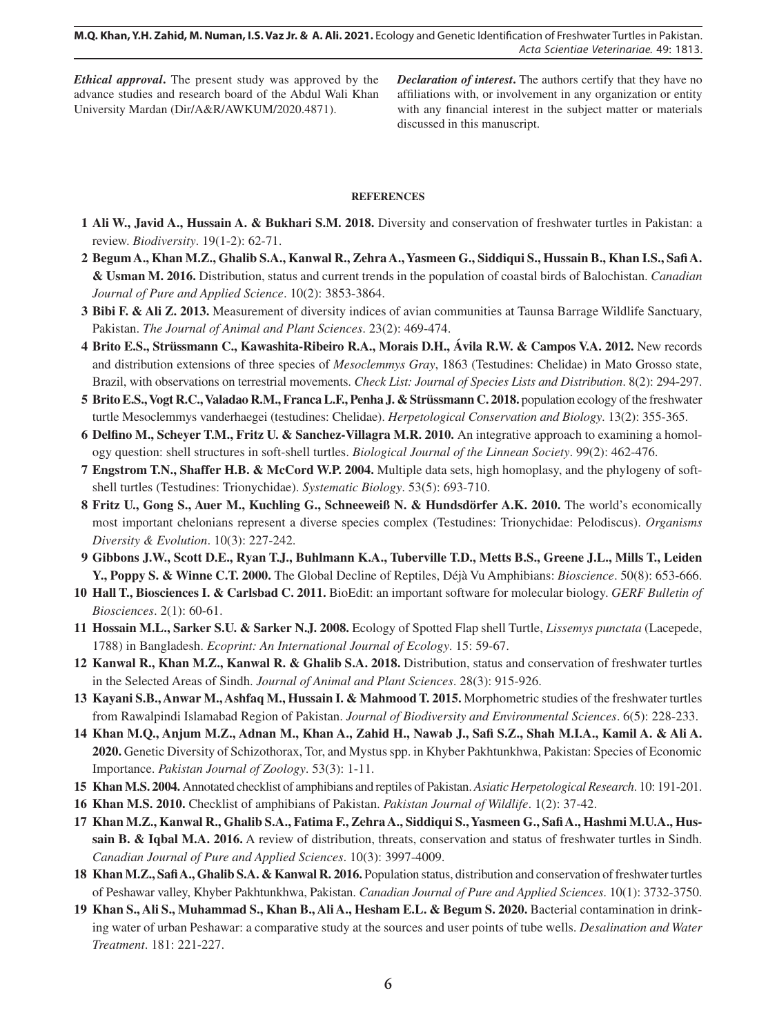***Ethical approval*.** The present study was approved by the advance studies and research board of the Abdul Wali Khan University Mardan (Dir/A&R/AWKUM/2020.4871).

***Declaration of interest*.** The authors certify that they have no affiliations with, or involvement in any organization or entity with any financial interest in the subject matter or materials discussed in this manuscript.

## REFERENCES

1 **Ali W., Javid A., Hussain A. & Bukhari S.M. 2018.** Diversity and conservation of freshwater turtles in Pakistan: a review. *Biodiversity*. 19(1-2): 62-71.

2 **Begum A., Khan M.Z., Ghalib S.A., Kanwal R., Zehra A., Yasmeen G., Siddiqui S., Hussain B., Khan I.S., Safi A. & Usman M. 2016.** Distribution, status and current trends in the population of coastal birds of Balochistan. *Canadian Journal of Pure and Applied Science*. 10(2): 3853-3864.

3 **Bibi F. & Ali Z. 2013.** Measurement of diversity indices of avian communities at Taunsa Barrage Wildlife Sanctuary, Pakistan. *The Journal of Animal and Plant Sciences*. 23(2): 469-474.

4 **Brito E.S., Strüssmann C., Kawashita-Ribeiro R.A., Morais D.H., Ávila R.W. & Campos V.A. 2012.** New records and distribution extensions of three species of *Mesoclemmys Gray*, 1863 (Testudines: Chelidae) in Mato Grosso state, Brazil, with observations on terrestrial movements. *Check List: Journal of Species Lists and Distribution*. 8(2): 294-297.

5 **Brito E.S., Vogt R.C., Valadao R.M., Franca L.F., Penha J. & Strüssmann C. 2018.** population ecology of the freshwater turtle Mesoclemmys vanderhaegei (testudines: Chelidae). *Herpetological Conservation and Biology*. 13(2): 355-365.

6 **Delfino M., Scheyer T.M., Fritz U. & Sanchez-Villagra M.R. 2010.** An integrative approach to examining a homology question: shell structures in soft-shell turtles. *Biological Journal of the Linnean Society*. 99(2): 462-476.

7 **Engstrom T.N., Shaffer H.B. & McCord W.P. 2004.** Multiple data sets, high homoplasy, and the phylogeny of soft-shell turtles (Testudines: Trionychidae). *Systematic Biology*. 53(5): 693-710.

8 **Fritz U., Gong S., Auer M., Kuchling G., Schneeweiß N. & Hundsdörfer A.K. 2010.** The world's economically most important chelonians represent a diverse species complex (Testudines: Trionychidae: Pelodiscus). *Organisms Diversity & Evolution*. 10(3): 227-242.

9 **Gibbons J.W., Scott D.E., Ryan T.J., Buhlmann K.A., Tuberville T.D., Metts B.S., Greene J.L., Mills T., Leiden Y., Poppy S. & Winne C.T. 2000.** The Global Decline of Reptiles, Déjà Vu Amphibians: *Bioscience*. 50(8): 653-666.

10 **Hall T., Biosciences I. & Carlsbad C. 2011.** BioEdit: an important software for molecular biology. *GERF Bulletin of Biosciences*. 2(1): 60-61.

11 **Hossain M.L., Sarker S.U. & Sarker N.J. 2008.** Ecology of Spotted Flap shell Turtle, *Lissemys punctata* (Lacepede, 1788) in Bangladesh. *Ecoprint: An International Journal of Ecology*. 15: 59-67.

12 **Kanwal R., Khan M.Z., Kanwal R. & Ghalib S.A. 2018.** Distribution, status and conservation of freshwater turtles in the Selected Areas of Sindh. *Journal of Animal and Plant Sciences*. 28(3): 915-926.

13 **Kayani S.B., Anwar M., Ashfaq M., Hussain I. & Mahmood T. 2015.** Morphometric studies of the freshwater turtles from Rawalpindi Islamabad Region of Pakistan. *Journal of Biodiversity and Environmental Sciences*. 6(5): 228-233.

14 **Khan M.Q., Anjum M.Z., Adnan M., Khan A., Zahid H., Nawab J., Safi S.Z., Shah M.I.A., Kamil A. & Ali A. 2020.** Genetic Diversity of Schizothorax, Tor, and Mystus spp. in Khyber Pakhtunkhwa, Pakistan: Species of Economic Importance. *Pakistan Journal of Zoology*. 53(3): 1-11.

15 **Khan M.S. 2004.** Annotated checklist of amphibians and reptiles of Pakistan. *Asiatic Herpetological Research*. 10: 191-201.

16 **Khan M.S. 2010.** Checklist of amphibians of Pakistan. *Pakistan Journal of Wildlife*. 1(2): 37-42.

17 **Khan M.Z., Kanwal R., Ghalib S.A., Fatima F., Zehra A., Siddiqui S., Yasmeen G., Safi A., Hashmi M.U.A., Hussain B. & Iqbal M.A. 2016.** A review of distribution, threats, conservation and status of freshwater turtles in Sindh. *Canadian Journal of Pure and Applied Sciences*. 10(3): 3997-4009.

18 **Khan M.Z., Safi A., Ghalib S.A. & Kanwal R. 2016.** Population status, distribution and conservation of freshwater turtles of Peshawar valley, Khyber Pakhtunkhwa, Pakistan. *Canadian Journal of Pure and Applied Sciences*. 10(1): 3732-3750.

19 **Khan S., Ali S., Muhammad S., Khan B., Ali A., Hesham E.L. & Begum S. 2020.** Bacterial contamination in drinking water of urban Peshawar: a comparative study at the sources and user points of tube wells. *Desalination and Water Treatment*. 181: 221-227.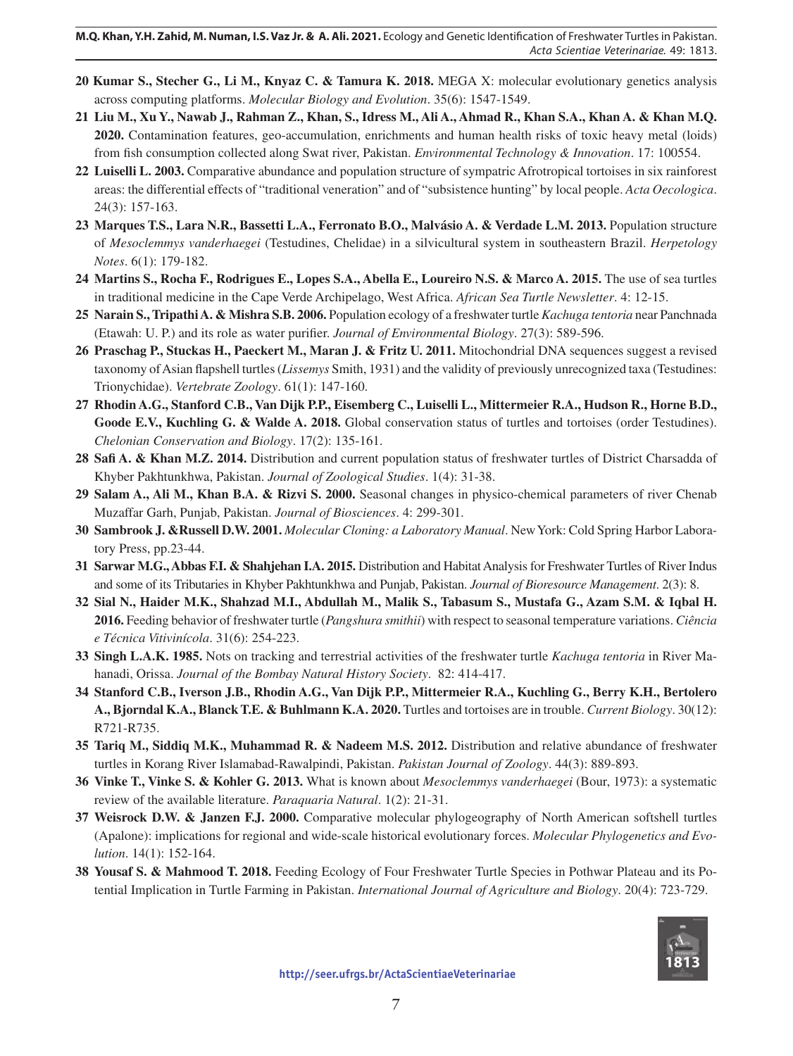**20 Kumar S., Stecher G., Li M., Knyaz C. & Tamura K. 2018.** MEGA X: molecular evolutionary genetics analysis across computing platforms. *Molecular Biology and Evolution*. 35(6): 1547-1549.

**21 Liu M., Xu Y., Nawab J., Rahman Z., Khan, S., Idress M., Ali A., Ahmad R., Khan S.A., Khan A. & Khan M.Q. 2020.** Contamination features, geo-accumulation, enrichments and human health risks of toxic heavy metal (loids) from fish consumption collected along Swat river, Pakistan. *Environmental Technology & Innovation*. 17: 100554.

**22 Luiselli L. 2003.** Comparative abundance and population structure of sympatric Afrotropical tortoises in six rainforest areas: the differential effects of "traditional veneration" and of "subsistence hunting" by local people. *Acta Oecologica*. 24(3): 157-163.

**23 Marques T.S., Lara N.R., Bassetti L.A., Ferronato B.O., Malvásio A. & Verdade L.M. 2013.** Population structure of *Mesoclemmys vanderhaegei* (Testudines, Chelidae) in a silvicultural system in southeastern Brazil. *Herpetology Notes*. 6(1): 179-182.

**24 Martins S., Rocha F., Rodrigues E., Lopes S.A., Abella E., Loureiro N.S. & Marco A. 2015.** The use of sea turtles in traditional medicine in the Cape Verde Archipelago, West Africa. *African Sea Turtle Newsletter*. 4: 12-15.

**25 Narain S., Tripathi A. & Mishra S.B. 2006.** Population ecology of a freshwater turtle *Kachuga tentoria* near Panchnada (Etawah: U. P.) and its role as water purifier. *Journal of Environmental Biology*. 27(3): 589-596.

**26 Praschag P., Stuckas H., Paeckert M., Maran J. & Fritz U. 2011.** Mitochondrial DNA sequences suggest a revised taxonomy of Asian flapshell turtles (*Lissemys* Smith, 1931) and the validity of previously unrecognized taxa (Testudines: Trionychidae). *Vertebrate Zoology*. 61(1): 147-160.

**27 Rhodin A.G., Stanford C.B., Van Dijk P.P., Eisemberg C., Luiselli L., Mittermeier R.A., Hudson R., Horne B.D., Goode E.V., Kuchling G. & Walde A. 2018.** Global conservation status of turtles and tortoises (order Testudines). *Chelonian Conservation and Biology*. 17(2): 135-161.

**28 Safi A. & Khan M.Z. 2014.** Distribution and current population status of freshwater turtles of District Charsadda of Khyber Pakhtunkhwa, Pakistan. *Journal of Zoological Studies*. 1(4): 31-38.

**29 Salam A., Ali M., Khan B.A. & Rizvi S. 2000.** Seasonal changes in physico-chemical parameters of river Chenab Muzaffar Garh, Punjab, Pakistan. *Journal of Biosciences*. 4: 299-301.

**30 Sambrook J. &Russell D.W. 2001.** *Molecular Cloning: a Laboratory Manual*. New York: Cold Spring Harbor Laboratory Press, pp.23-44.

**31 Sarwar M.G., Abbas F.I. & Shahjehan I.A. 2015.** Distribution and Habitat Analysis for Freshwater Turtles of River Indus and some of its Tributaries in Khyber Pakhtunkhwa and Punjab, Pakistan. *Journal of Bioresource Management*. 2(3): 8.

**32 Sial N., Haider M.K., Shahzad M.I., Abdullah M., Malik S., Tabasum S., Mustafa G., Azam S.M. & Iqbal H. 2016.** Feeding behavior of freshwater turtle (*Pangshura smithii*) with respect to seasonal temperature variations. *Ciência e Técnica Vitivinícola*. 31(6): 254-223.

**33 Singh L.A.K. 1985.** Nots on tracking and terrestrial activities of the freshwater turtle *Kachuga tentoria* in River Mahanadi, Orissa. *Journal of the Bombay Natural History Society*. 82: 414-417.

**34 Stanford C.B., Iverson J.B., Rhodin A.G., Van Dijk P.P., Mittermeier R.A., Kuchling G., Berry K.H., Bertolero A., Bjorndal K.A., Blanck T.E. & Buhlmann K.A. 2020.** Turtles and tortoises are in trouble. *Current Biology*. 30(12): R721-R735.

**35 Tariq M., Siddiq M.K., Muhammad R. & Nadeem M.S. 2012.** Distribution and relative abundance of freshwater turtles in Korang River Islamabad-Rawalpindi, Pakistan. *Pakistan Journal of Zoology*. 44(3): 889-893.

**36 Vinke T., Vinke S. & Kohler G. 2013.** What is known about *Mesoclemmys vanderhaegei* (Bour, 1973): a systematic review of the available literature. *Paraquaria Natural*. 1(2): 21-31.

**37 Weisrock D.W. & Janzen F.J. 2000.** Comparative molecular phylogeography of North American softshell turtles (Apalone): implications for regional and wide-scale historical evolutionary forces. *Molecular Phylogenetics and Evolution*. 14(1): 152-164.

**38 Yousaf S. & Mahmood T. 2018.** Feeding Ecology of Four Freshwater Turtle Species in Pothwar Plateau and its Potential Implication in Turtle Farming in Pakistan. *International Journal of Agriculture and Biology*. 20(4): 723-729.